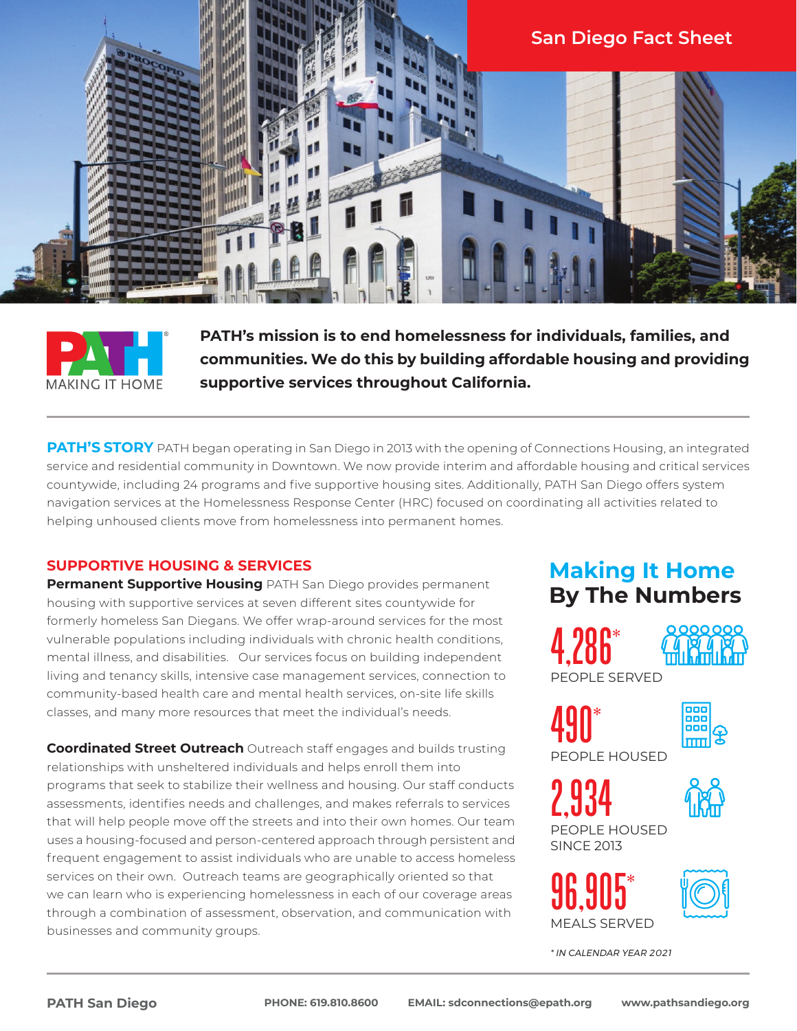# San Diego Fact Sheet

**PATH's mission is to end homelessness for individuals, families, and communities. We do this by building affordable housing and providing supportive services throughout California.**

**PATH'S STORY** PATH began operating in San Diego in 2013 with the opening of Connections Housing, an integrated service and residential community in Downtown. We now provide interim and affordable housing and critical services countywide, including 24 programs and five supportive housing sites. Additionally, PATH San Diego offers system navigation services at the Homelessness Response Center (HRC) focused on coordinating all activities related to helping unhoused clients move from homelessness into permanent homes.

## SUPPORTIVE HOUSING & SERVICES

**Permanent Supportive Housing** PATH San Diego provides permanent housing with supportive services at seven different sites countywide for formerly homeless San Diegans. We offer wrap-around services for the most vulnerable populations including individuals with chronic health conditions, mental illness, and disabilities. Our services focus on building independent living and tenancy skills, intensive case management services, connection to community-based health care and mental health services, on-site life skills classes, and many more resources that meet the individual's needs.

**Coordinated Street Outreach** Outreach staff engages and builds trusting relationships with unsheltered individuals and helps enroll them into programs that seek to stabilize their wellness and housing. Our staff conducts assessments, identifies needs and challenges, and makes referrals to services that will help people move off the streets and into their own homes. Our team uses a housing-focused and person-centered approach through persistent and frequent engagement to assist individuals who are unable to access homeless services on their own. Outreach teams are geographically oriented so that we can learn who is experiencing homelessness in each of our coverage areas through a combination of assessment, observation, and communication with businesses and community groups.

## Making It Home By The Numbers

**4,286*** PEOPLE SERVED

**490*** PEOPLE HOUSED

**2,934** PEOPLE HOUSED SINCE 2013

**96,905*** MEALS SERVED

*\* IN CALENDAR YEAR 2021*

PATH San Diego | PHONE: 619.810.8600 | EMAIL: sdconnections@epath.org | www.pathsandiego.org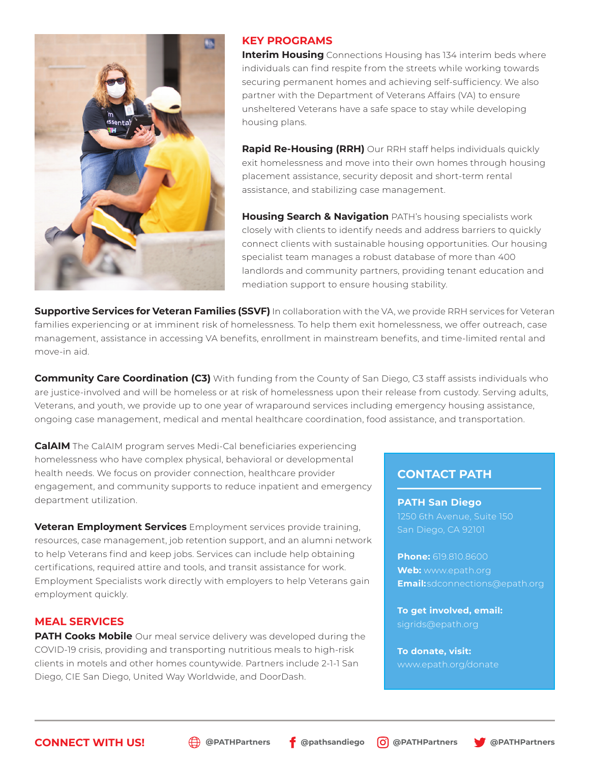## KEY PROGRAMS

**Interim Housing** Connections Housing has 134 interim beds where individuals can find respite from the streets while working towards securing permanent homes and achieving self-sufficiency. We also partner with the Department of Veterans Affairs (VA) to ensure unsheltered Veterans have a safe space to stay while developing housing plans.

**Rapid Re-Housing (RRH)** Our RRH staff helps individuals quickly exit homelessness and move into their own homes through housing placement assistance, security deposit and short-term rental assistance, and stabilizing case management.

**Housing Search & Navigation** PATH's housing specialists work closely with clients to identify needs and address barriers to quickly connect clients with sustainable housing opportunities. Our housing specialist team manages a robust database of more than 400 landlords and community partners, providing tenant education and mediation support to ensure housing stability.

**Supportive Services for Veteran Families (SSVF)** In collaboration with the VA, we provide RRH services for Veteran families experiencing or at imminent risk of homelessness. To help them exit homelessness, we offer outreach, case management, assistance in accessing VA benefits, enrollment in mainstream benefits, and time-limited rental and move-in aid.

**Community Care Coordination (C3)** With funding from the County of San Diego, C3 staff assists individuals who are justice-involved and will be homeless or at risk of homelessness upon their release from custody. Serving adults, Veterans, and youth, we provide up to one year of wraparound services including emergency housing assistance, ongoing case management, medical and mental healthcare coordination, food assistance, and transportation.

**CalAIM** The CalAIM program serves Medi-Cal beneficiaries experiencing homelessness who have complex physical, behavioral or developmental health needs. We focus on provider connection, healthcare provider engagement, and community supports to reduce inpatient and emergency department utilization.

**Veteran Employment Services** Employment services provide training, resources, case management, job retention support, and an alumni network to help Veterans find and keep jobs. Services can include help obtaining certifications, required attire and tools, and transit assistance for work. Employment Specialists work directly with employers to help Veterans gain employment quickly.

## MEAL SERVICES

**PATH Cooks Mobile** Our meal service delivery was developed during the COVID-19 crisis, providing and transporting nutritious meals to high-risk clients in motels and other homes countywide. Partners include 2-1-1 San Diego, CIE San Diego, United Way Worldwide, and DoorDash.

## CONTACT PATH

**PATH San Diego**
1250 6th Avenue, Suite 150
San Diego, CA 92101

**Phone:** 619.810.8600
**Web:** www.epath.org
**Email:** sdconnections@epath.org

**To get involved, email:**
sigrids@epath.org

**To donate, visit:**
www.epath.org/donate

## CONNECT WITH US!

@PATHPartners | @pathsandiego | @PATHPartners | @PATHPartners